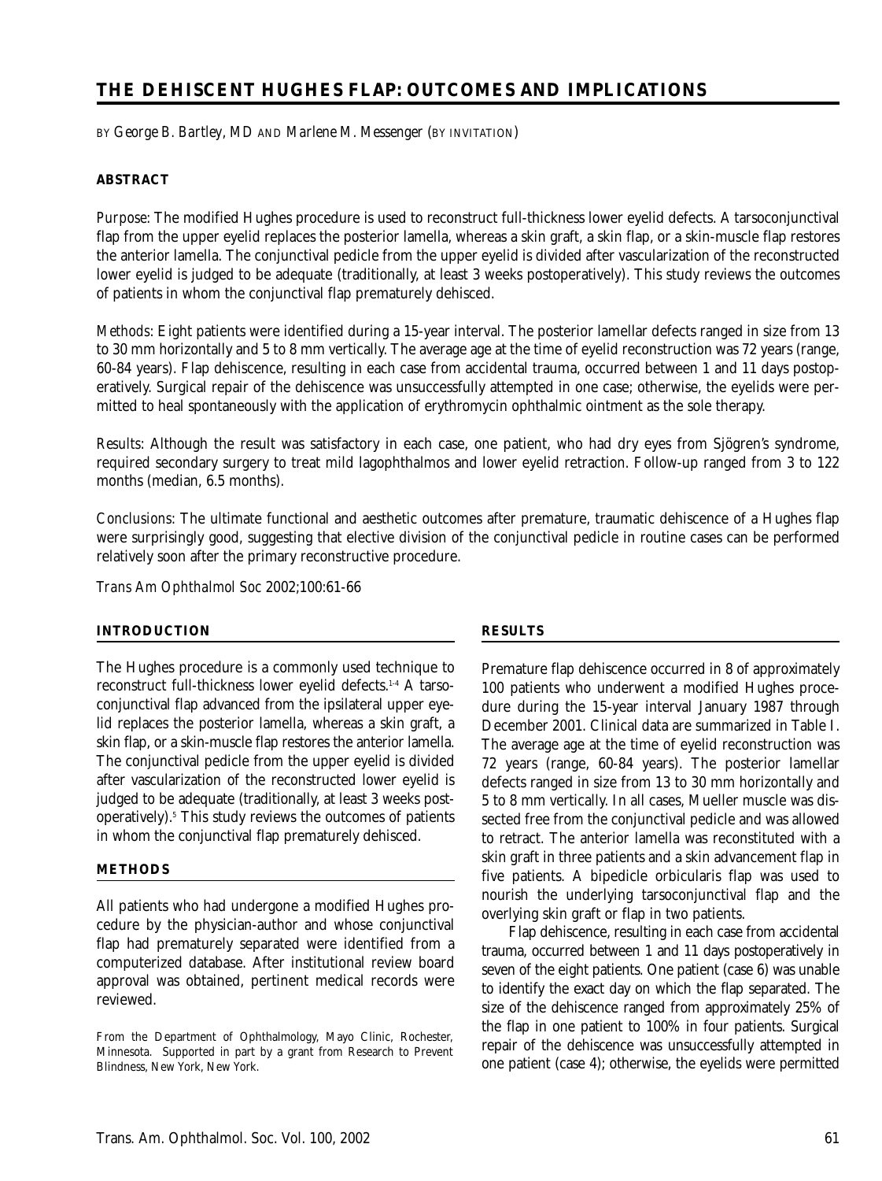# THE DEHISCENT HUGHES FLAP: OUTCOMES AND IMPLICATIONS

BY *George B. Bartley, MD* AND *Marlene M. Messenger* (BY INVITATION)

## ABSTRACT

*Purpose*: The modified Hughes procedure is used to reconstruct full-thickness lower eyelid defects. A tarsoconjunctival flap from the upper eyelid replaces the posterior lamella, whereas a skin graft, a skin flap, or a skin-muscle flap restores the anterior lamella. The conjunctival pedicle from the upper eyelid is divided after vascularization of the reconstructed lower eyelid is judged to be adequate (traditionally, at least 3 weeks postoperatively). This study reviews the outcomes of patients in whom the conjunctival flap prematurely dehisced.

*Methods*: Eight patients were identified during a 15-year interval. The posterior lamellar defects ranged in size from 13 to 30 mm horizontally and 5 to 8 mm vertically. The average age at the time of eyelid reconstruction was 72 years (range, 60-84 years). Flap dehiscence, resulting in each case from accidental trauma, occurred between 1 and 11 days postoperatively. Surgical repair of the dehiscence was unsuccessfully attempted in one case; otherwise, the eyelids were permitted to heal spontaneously with the application of erythromycin ophthalmic ointment as the sole therapy.

*Results*: Although the result was satisfactory in each case, one patient, who had dry eyes from Sjögren's syndrome, required secondary surgery to treat mild lagophthalmos and lower eyelid retraction. Follow-up ranged from 3 to 122 months (median, 6.5 months).

*Conclusions*: The ultimate functional and aesthetic outcomes after premature, traumatic dehiscence of a Hughes flap were surprisingly good, suggesting that elective division of the conjunctival pedicle in routine cases can be performed relatively soon after the primary reconstructive procedure.

*Trans Am Ophthalmol Soc* 2002;100:61-66

## INTRODUCTION

The Hughes procedure is a commonly used technique to reconstruct full-thickness lower eyelid defects.[1-4] A tarsoconjunctival flap advanced from the ipsilateral upper eyelid replaces the posterior lamella, whereas a skin graft, a skin flap, or a skin-muscle flap restores the anterior lamella. The conjunctival pedicle from the upper eyelid is divided after vascularization of the reconstructed lower eyelid is judged to be adequate (traditionally, at least 3 weeks postoperatively).[5] This study reviews the outcomes of patients in whom the conjunctival flap prematurely dehisced.

## METHODS

All patients who had undergone a modified Hughes procedure by the physician-author and whose conjunctival flap had prematurely separated were identified from a computerized database. After institutional review board approval was obtained, pertinent medical records were reviewed.

From the Department of Ophthalmology, Mayo Clinic, Rochester, Minnesota. Supported in part by a grant from Research to Prevent Blindness, New York, New York.

## RESULTS

Premature flap dehiscence occurred in 8 of approximately 100 patients who underwent a modified Hughes procedure during the 15-year interval January 1987 through December 2001. Clinical data are summarized in Table I. The average age at the time of eyelid reconstruction was 72 years (range, 60-84 years). The posterior lamellar defects ranged in size from 13 to 30 mm horizontally and 5 to 8 mm vertically. In all cases, Mueller muscle was dissected free from the conjunctival pedicle and was allowed to retract. The anterior lamella was reconstituted with a skin graft in three patients and a skin advancement flap in five patients. A bipedicle orbicularis flap was used to nourish the underlying tarsoconjunctival flap and the overlying skin graft or flap in two patients.

Flap dehiscence, resulting in each case from accidental trauma, occurred between 1 and 11 days postoperatively in seven of the eight patients. One patient (case 6) was unable to identify the exact day on which the flap separated. The size of the dehiscence ranged from approximately 25% of the flap in one patient to 100% in four patients. Surgical repair of the dehiscence was unsuccessfully attempted in one patient (case 4); otherwise, the eyelids were permitted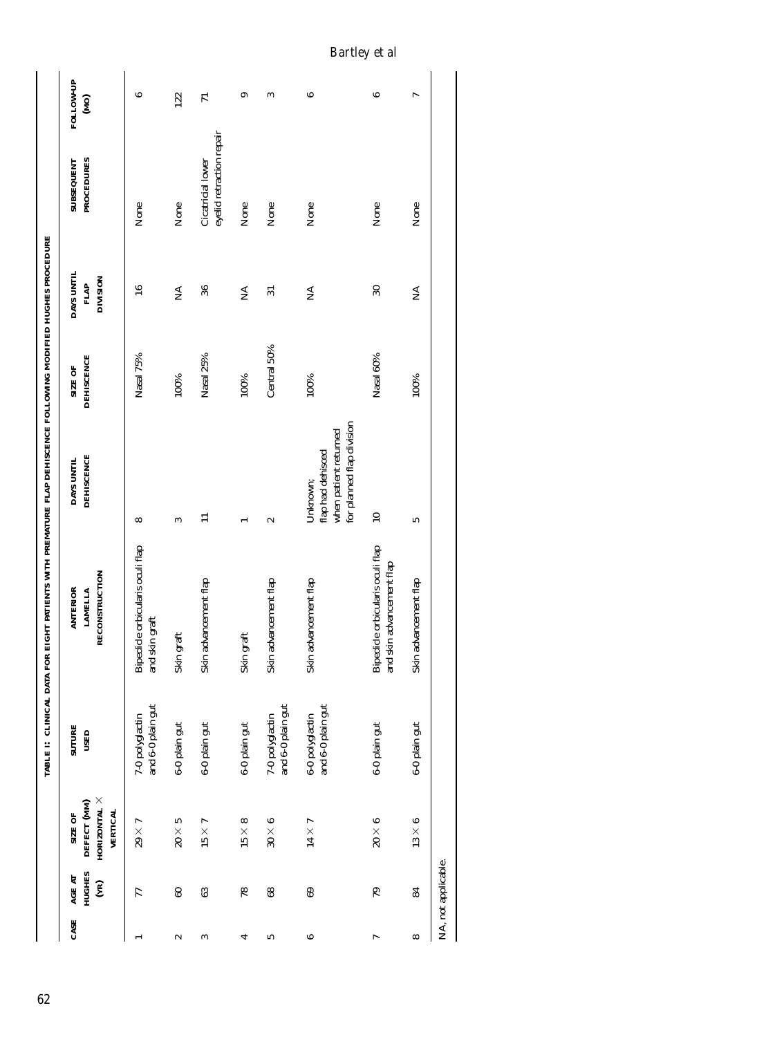**TABLE 1: CLINICAL DATA FOR EIGHT PATIENTS WITH PREMATURE FLAP DEHISCENCE FOLLOWING MODIFIED HUGHES PROCEDURE**

| CASE | AGE AT HUGHES (YR) | SIZE OF DEFECT (MM) HORIZONTAL × VERTICAL | SUTURE USED | ANTERIOR LAMELLA RECONSTRUCTION | DAYS UNTIL DEHISCENCE | SIZE OF DEHISCENCE | DAYS UNTIL FLAP DIVISION | SUBSEQUENT PROCEDURES | FOLLOW-UP (MO) |
|---|---|---|---|---|---|---|---|---|---|
| 1 | 77 | 29 × 7 | 7-0 polyglactin and 6-0 plain gut | Bipedicle orbicularis oculi flap and skin graft | 8 | Nasal 75% | 16 | None | 6 |
| 2 | 60 | 20 × 5 | 6-0 plain gut | Skin graft | 3 | 100% | NA | None | 122 |
| 3 | 63 | 15 × 7 | 6-0 plain gut | Skin advancement flap | 11 | Nasal 25% | 36 | Cicatricial lower eyelid retraction repair | 71 |
| 4 | 78 | 15 × 8 | 6-0 plain gut | Skin graft | 1 | 100% | NA | None | 9 |
| 5 | 68 | 30 × 6 | 7-0 polyglactin and 6-0 plain gut | Skin advancement flap | 2 | Central 50% | 31 | None | 3 |
| 6 | 69 | 14 × 7 | 6-0 polyglactin and 6-0 plain gut | Skin advancement flap | Unknown; flap had dehisced when patient returned for planned flap division | 100% | NA | None | 6 |
| 7 | 79 | 20 × 6 | 6-0 plain gut | Bipedicle orbicularis oculi flap and skin advancement flap | 10 | Nasal 60% | 30 | None | 6 |
| 8 | 84 | 13 × 6 | 6-0 plain gut | Skin advancement flap | 5 | 100% | NA | None | 7 |

NA, not applicable.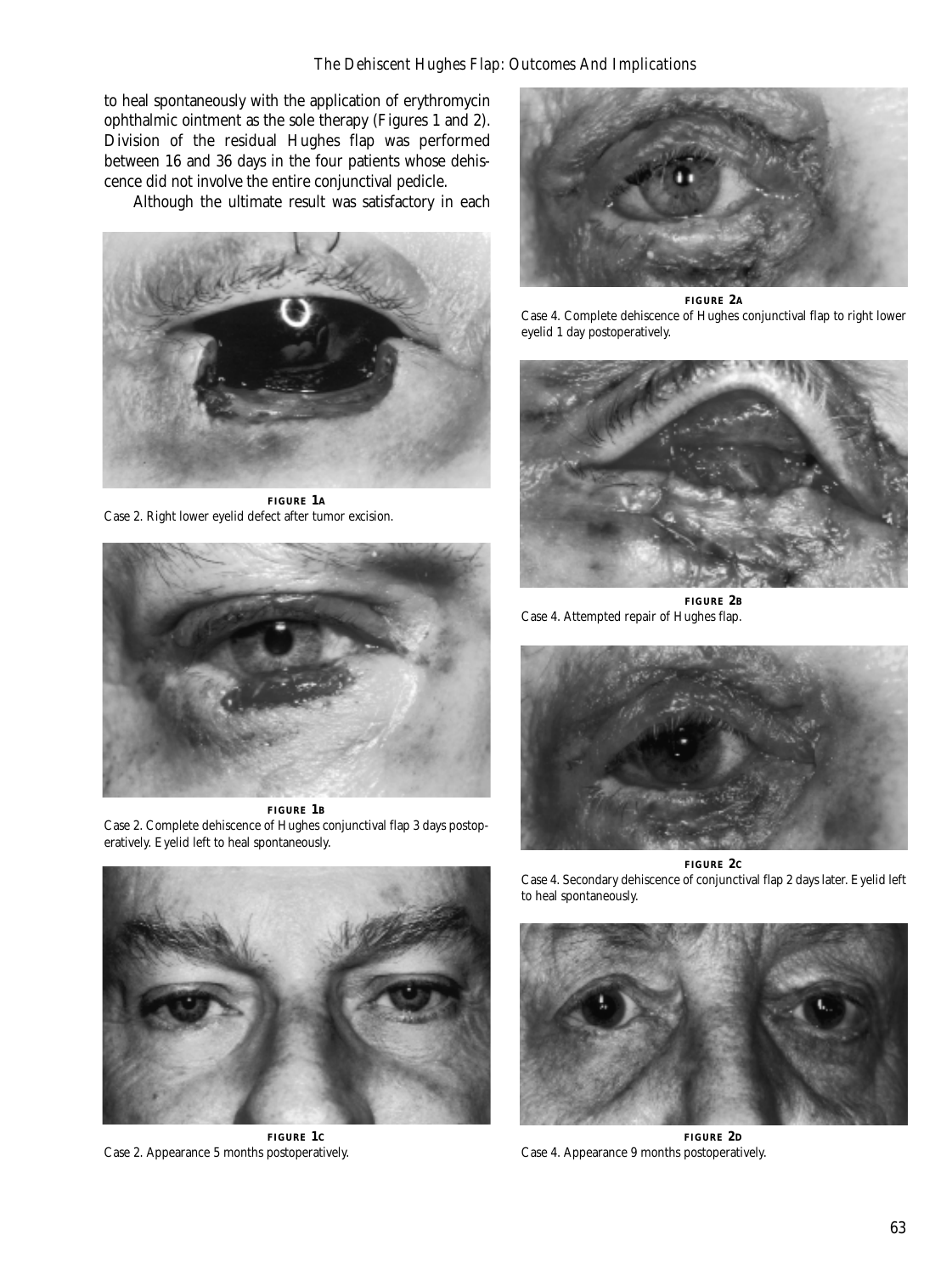to heal spontaneously with the application of erythromycin ophthalmic ointment as the sole therapy (Figures 1 and 2). Division of the residual Hughes flap was performed between 16 and 36 days in the four patients whose dehiscence did not involve the entire conjunctival pedicle.

Although the ultimate result was satisfactory in each

**FIGURE 1A**
Case 2. Right lower eyelid defect after tumor excision.

**FIGURE 1B**
Case 2. Complete dehiscence of Hughes conjunctival flap 3 days postoperatively. Eyelid left to heal spontaneously.

**FIGURE 1C**
Case 2. Appearance 5 months postoperatively.

**FIGURE 2A**
Case 4. Complete dehiscence of Hughes conjunctival flap to right lower eyelid 1 day postoperatively.

**FIGURE 2B**
Case 4. Attempted repair of Hughes flap.

**FIGURE 2C**
Case 4. Secondary dehiscence of conjunctival flap 2 days later. Eyelid left to heal spontaneously.

**FIGURE 2D**
Case 4. Appearance 9 months postoperatively.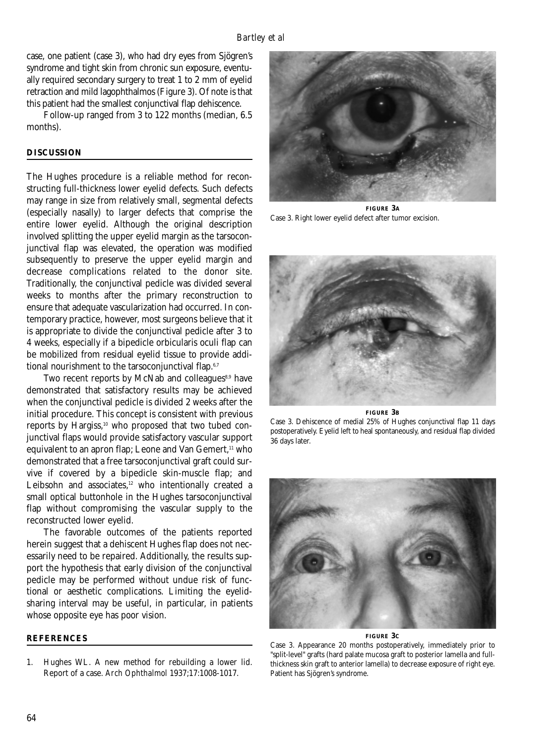case, one patient (case 3), who had dry eyes from Sjögren's syndrome and tight skin from chronic sun exposure, eventually required secondary surgery to treat 1 to 2 mm of eyelid retraction and mild lagophthalmos (Figure 3). Of note is that this patient had the smallest conjunctival flap dehiscence.

Follow-up ranged from 3 to 122 months (median, 6.5 months).

## DISCUSSION

The Hughes procedure is a reliable method for reconstructing full-thickness lower eyelid defects. Such defects may range in size from relatively small, segmental defects (especially nasally) to larger defects that comprise the entire lower eyelid. Although the original description involved splitting the upper eyelid margin as the tarsoconjunctival flap was elevated, the operation was modified subsequently to preserve the upper eyelid margin and decrease complications related to the donor site. Traditionally, the conjunctival pedicle was divided several weeks to months after the primary reconstruction to ensure that adequate vascularization had occurred. In contemporary practice, however, most surgeons believe that it is appropriate to divide the conjunctival pedicle after 3 to 4 weeks, especially if a bipedicle orbicularis oculi flap can be mobilized from residual eyelid tissue to provide additional nourishment to the tarsoconjunctival flap.[6,7]

Two recent reports by McNab and colleagues[8,9] have demonstrated that satisfactory results may be achieved when the conjunctival pedicle is divided 2 weeks after the initial procedure. This concept is consistent with previous reports by Hargiss,[10] who proposed that two tubed conjunctival flaps would provide satisfactory vascular support equivalent to an apron flap; Leone and Van Gemert,[11] who demonstrated that a free tarsoconjunctival graft could survive if covered by a bipedicle skin-muscle flap; and Leibsohn and associates,[12] who intentionally created a small optical buttonhole in the Hughes tarsoconjunctival flap without compromising the vascular supply to the reconstructed lower eyelid.

The favorable outcomes of the patients reported herein suggest that a dehiscent Hughes flap does not necessarily need to be repaired. Additionally, the results support the hypothesis that early division of the conjunctival pedicle may be performed without undue risk of functional or aesthetic complications. Limiting the eyelid-sharing interval may be useful, in particular, in patients whose opposite eye has poor vision.

**FIGURE 3A**
Case 3. Right lower eyelid defect after tumor excision.

**FIGURE 3B**
Case 3. Dehiscence of medial 25% of Hughes conjunctival flap 11 days postoperatively. Eyelid left to heal spontaneously, and residual flap divided 36 days later.

**FIGURE 3C**
Case 3. Appearance 20 months postoperatively, immediately prior to "split-level" grafts (hard palate mucosa graft to posterior lamella and full-thickness skin graft to anterior lamella) to decrease exposure of right eye. Patient has Sjögren's syndrome.

## REFERENCES

1. Hughes WL. A new method for rebuilding a lower lid. Report of a case. *Arch Ophthalmol* 1937;17:1008-1017.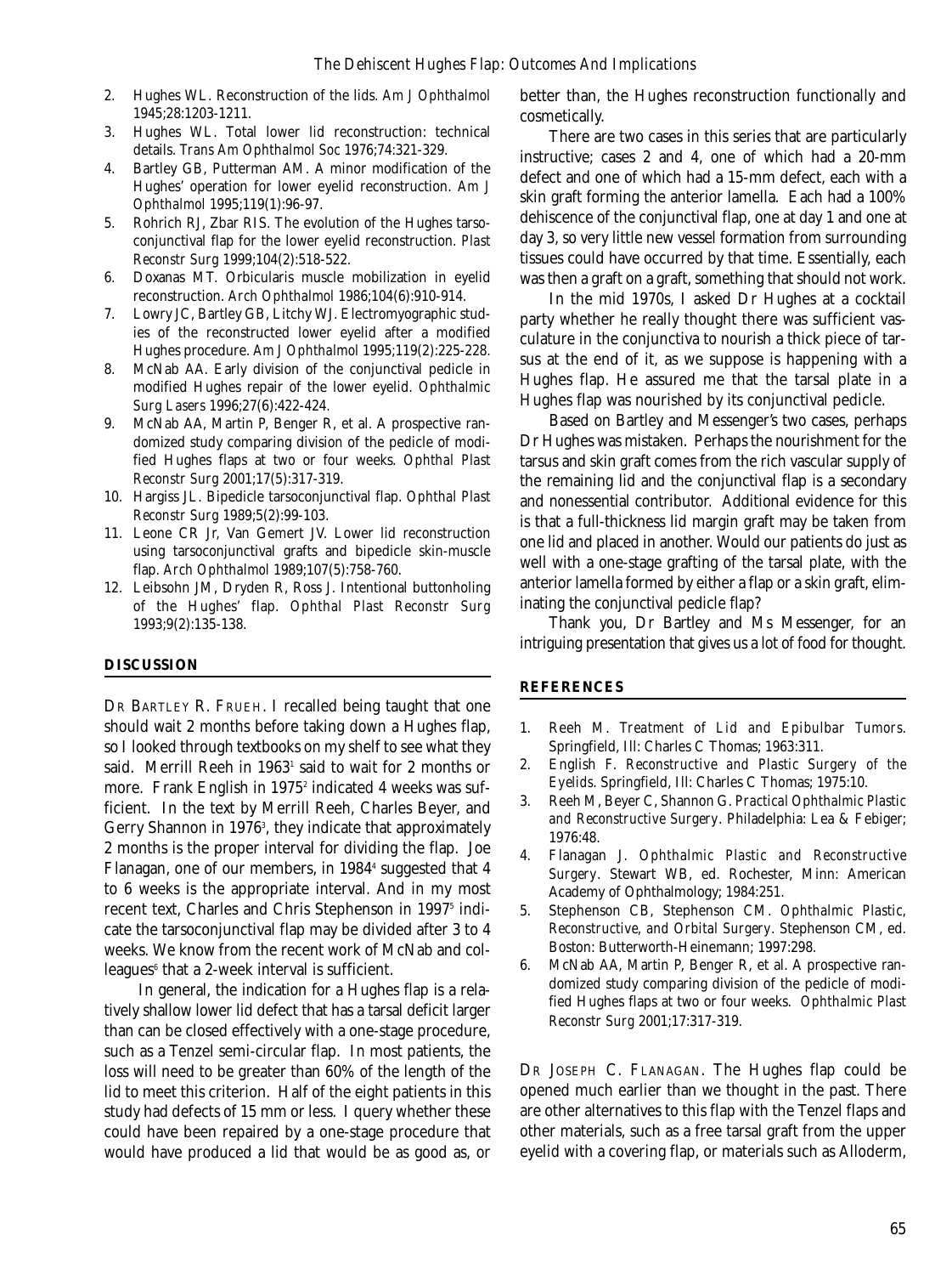2. Hughes WL. Reconstruction of the lids. *Am J Ophthalmol* 1945;28:1203-1211.
3. Hughes WL. Total lower lid reconstruction: technical details. *Trans Am Ophthalmol Soc* 1976;74:321-329.
4. Bartley GB, Putterman AM. A minor modification of the Hughes' operation for lower eyelid reconstruction. *Am J Ophthalmol* 1995;119(1):96-97.
5. Rohrich RJ, Zbar RIS. The evolution of the Hughes tarsoconjunctival flap for the lower eyelid reconstruction. *Plast Reconstr Surg* 1999;104(2):518-522.
6. Doxanas MT. Orbicularis muscle mobilization in eyelid reconstruction. *Arch Ophthalmol* 1986;104(6):910-914.
7. Lowry JC, Bartley GB, Litchy WJ. Electromyographic studies of the reconstructed lower eyelid after a modified Hughes procedure. *Am J Ophthalmol* 1995;119(2):225-228.
8. McNab AA. Early division of the conjunctival pedicle in modified Hughes repair of the lower eyelid. *Ophthalmic Surg Lasers* 1996;27(6):422-424.
9. McNab AA, Martin P, Benger R, et al. A prospective randomized study comparing division of the pedicle of modified Hughes flaps at two or four weeks. *Ophthal Plast Reconstr Surg* 2001;17(5):317-319.
10. Hargiss JL. Bipedicle tarsoconjunctival flap. *Ophthal Plast Reconstr Surg* 1989;5(2):99-103.
11. Leone CR Jr, Van Gemert JV. Lower lid reconstruction using tarsoconjunctival grafts and bipedicle skin-muscle flap. *Arch Ophthalmol* 1989;107(5):758-760.
12. Leibsohn JM, Dryden R, Ross J. Intentional buttonholing of the Hughes' flap. *Ophthal Plast Reconstr Surg* 1993;9(2):135-138.

## DISCUSSION

DR BARTLEY R. FRUEH. I recalled being taught that one should wait 2 months before taking down a Hughes flap, so I looked through textbooks on my shelf to see what they said. Merrill Reeh in 1963[1] said to wait for 2 months or more. Frank English in 1975[2] indicated 4 weeks was sufficient. In the text by Merrill Reeh, Charles Beyer, and Gerry Shannon in 1976[3], they indicate that approximately 2 months is the proper interval for dividing the flap. Joe Flanagan, one of our members, in 1984[4] suggested that 4 to 6 weeks is the appropriate interval. And in my most recent text, Charles and Chris Stephenson in 1997[5] indicate the tarsoconjunctival flap may be divided after 3 to 4 weeks. We know from the recent work of McNab and colleagues[6] that a 2-week interval is sufficient.

In general, the indication for a Hughes flap is a relatively shallow lower lid defect that has a tarsal deficit larger than can be closed effectively with a one-stage procedure, such as a Tenzel semi-circular flap. In most patients, the loss will need to be greater than 60% of the length of the lid to meet this criterion. Half of the eight patients in this study had defects of 15 mm or less. I query whether these could have been repaired by a one-stage procedure that would have produced a lid that would be as good as, or better than, the Hughes reconstruction functionally and cosmetically.

There are two cases in this series that are particularly instructive; cases 2 and 4, one of which had a 20-mm defect and one of which had a 15-mm defect, each with a skin graft forming the anterior lamella. Each had a 100% dehiscence of the conjunctival flap, one at day 1 and one at day 3, so very little new vessel formation from surrounding tissues could have occurred by that time. Essentially, each was then a graft on a graft, something that should not work.

In the mid 1970s, I asked Dr Hughes at a cocktail party whether he really thought there was sufficient vasculature in the conjunctiva to nourish a thick piece of tarsus at the end of it, as we suppose is happening with a Hughes flap. He assured me that the tarsal plate in a Hughes flap was nourished by its conjunctival pedicle.

Based on Bartley and Messenger's two cases, perhaps Dr Hughes was mistaken. Perhaps the nourishment for the tarsus and skin graft comes from the rich vascular supply of the remaining lid and the conjunctival flap is a secondary and nonessential contributor. Additional evidence for this is that a full-thickness lid margin graft may be taken from one lid and placed in another. Would our patients do just as well with a one-stage grafting of the tarsal plate, with the anterior lamella formed by either a flap or a skin graft, eliminating the conjunctival pedicle flap?

Thank you, Dr Bartley and Ms Messenger, for an intriguing presentation that gives us a lot of food for thought.

## REFERENCES

1. Reeh M. *Treatment of Lid and Epibulbar Tumors.* Springfield, Ill: Charles C Thomas; 1963:311.
2. English F. *Reconstructive and Plastic Surgery of the Eyelids.* Springfield, Ill: Charles C Thomas; 1975:10.
3. Reeh M, Beyer C, Shannon G. *Practical Ophthalmic Plastic and Reconstructive Surgery.* Philadelphia: Lea & Febiger; 1976:48.
4. Flanagan J. *Ophthalmic Plastic and Reconstructive Surgery.* Stewart WB, ed. Rochester, Minn: American Academy of Ophthalmology; 1984:251.
5. Stephenson CB, Stephenson CM. *Ophthalmic Plastic, Reconstructive, and Orbital Surgery.* Stephenson CM, ed. Boston: Butterworth-Heinemann; 1997:298.
6. McNab AA, Martin P, Benger R, et al. A prospective randomized study comparing division of the pedicle of modified Hughes flaps at two or four weeks. *Ophthalmic Plast Reconstr Surg* 2001;17:317-319.

DR JOSEPH C. FLANAGAN. The Hughes flap could be opened much earlier than we thought in the past. There are other alternatives to this flap with the Tenzel flaps and other materials, such as a free tarsal graft from the upper eyelid with a covering flap, or materials such as Alloderm,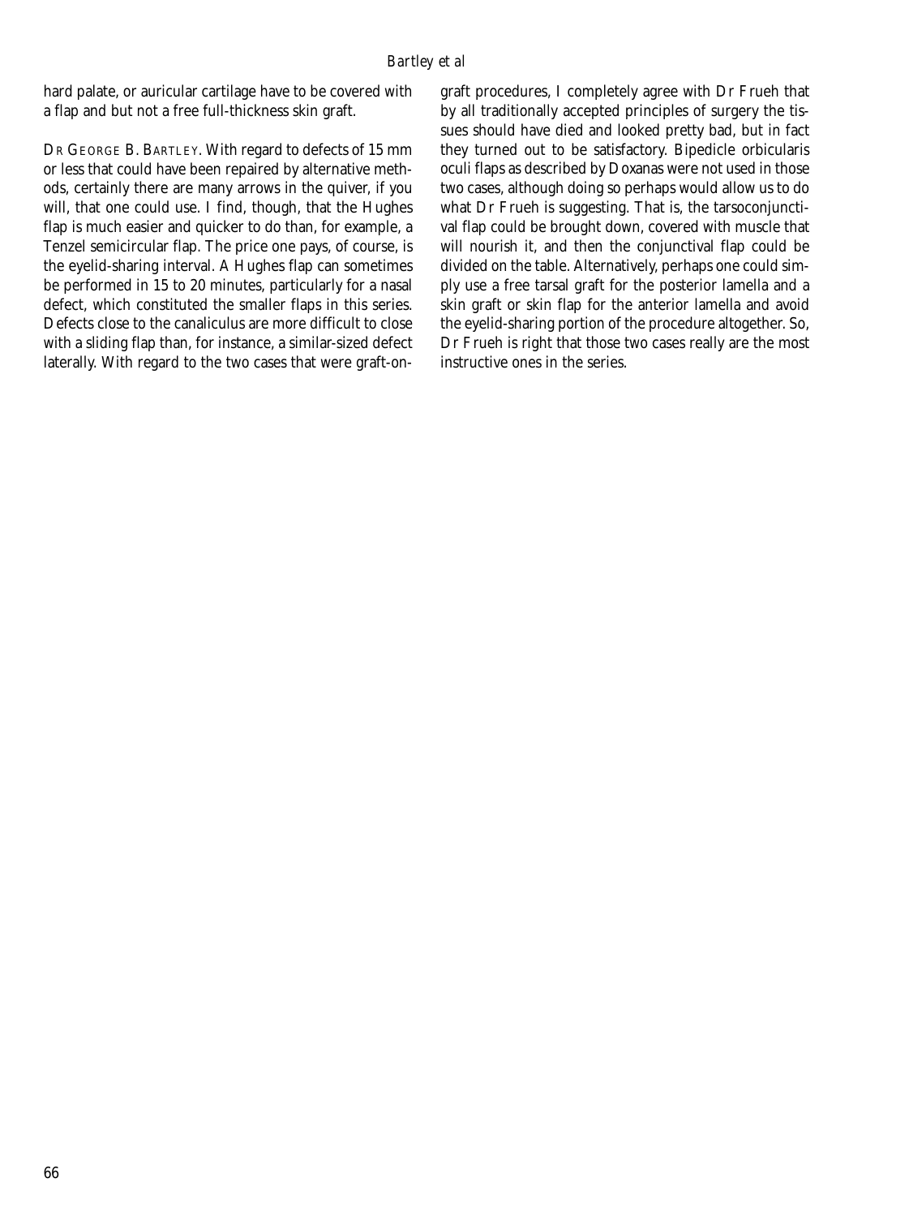hard palate, or auricular cartilage have to be covered with a flap and but not a free full-thickness skin graft.

DR GEORGE B. BARTLEY. With regard to defects of 15 mm or less that could have been repaired by alternative methods, certainly there are many arrows in the quiver, if you will, that one could use. I find, though, that the Hughes flap is much easier and quicker to do than, for example, a Tenzel semicircular flap. The price one pays, of course, is the eyelid-sharing interval. A Hughes flap can sometimes be performed in 15 to 20 minutes, particularly for a nasal defect, which constituted the smaller flaps in this series. Defects close to the canaliculus are more difficult to close with a sliding flap than, for instance, a similar-sized defect laterally. With regard to the two cases that were graft-on-graft procedures, I completely agree with Dr Frueh that by all traditionally accepted principles of surgery the tissues should have died and looked pretty bad, but in fact they turned out to be satisfactory. Bipedicle orbicularis oculi flaps as described by Doxanas were not used in those two cases, although doing so perhaps would allow us to do what Dr Frueh is suggesting. That is, the tarsoconjunctival flap could be brought down, covered with muscle that will nourish it, and then the conjunctival flap could be divided on the table. Alternatively, perhaps one could simply use a free tarsal graft for the posterior lamella and a skin graft or skin flap for the anterior lamella and avoid the eyelid-sharing portion of the procedure altogether. So, Dr Frueh is right that those two cases really are the most instructive ones in the series.